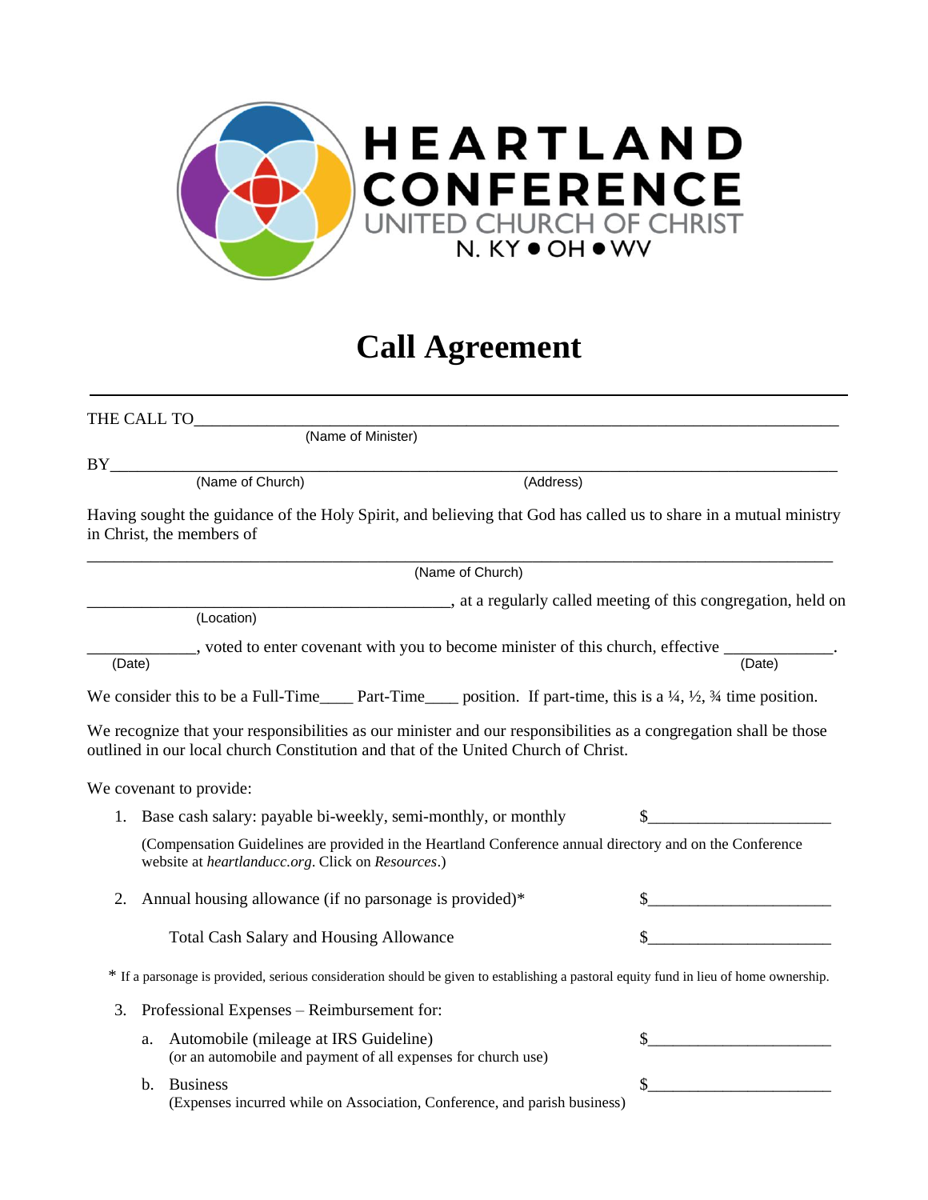HEARTLAND CONFERENCE
UNITED CHURCH OF CHRIST
N. KY • OH • WV

# Call Agreement

---

THE CALL TO________________________________________________________________________
(Name of Minister)

BY___________________________________________________________________________________
(Name of Church) (Address)

Having sought the guidance of the Holy Spirit, and believing that God has called us to share in a mutual ministry in Christ, the members of

_____________________________________________________________________________________
(Name of Church)

_____________________________________________, at a regularly called meeting of this congregation, held on
(Location)

_____________, voted to enter covenant with you to become minister of this church, effective _____________.
(Date) (Date)

We consider this to be a Full-Time____ Part-Time____ position. If part-time, this is a ¼, ½, ¾ time position.

We recognize that your responsibilities as our minister and our responsibilities as a congregation shall be those outlined in our local church Constitution and that of the United Church of Christ.

We covenant to provide:

1. Base cash salary: payable bi-weekly, semi-monthly, or monthly $______________________

   (Compensation Guidelines are provided in the Heartland Conference annual directory and on the Conference website at *heartlanducc.org*. Click on *Resources*.)

2. Annual housing allowance (if no parsonage is provided)* $______________________

   Total Cash Salary and Housing Allowance $______________________

\* If a parsonage is provided, serious consideration should be given to establishing a pastoral equity fund in lieu of home ownership.

3. Professional Expenses – Reimbursement for:

   a. Automobile (mileage at IRS Guideline) $______________________
      (or an automobile and payment of all expenses for church use)

   b. Business $______________________
      (Expenses incurred while on Association, Conference, and parish business)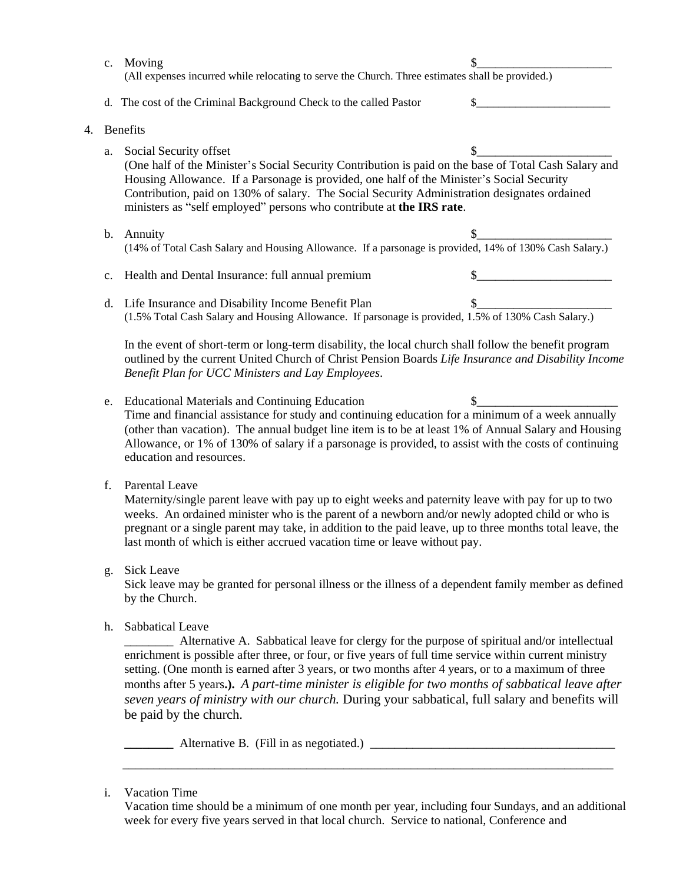c. Moving $\_\_\_\_\_\_\_\_\_\_\_\_\_\_\_\_\_\_\_\_\_\_
(All expenses incurred while relocating to serve the Church. Three estimates shall be provided.)

d. The cost of the Criminal Background Check to the called Pastor $\_\_\_\_\_\_\_\_\_\_\_\_\_\_\_\_\_\_\_\_\_\_

4. Benefits

   a. Social Security offset $\_\_\_\_\_\_\_\_\_\_\_\_\_\_\_\_\_\_\_\_\_\_
   (One half of the Minister's Social Security Contribution is paid on the base of Total Cash Salary and Housing Allowance. If a Parsonage is provided, one half of the Minister's Social Security Contribution, paid on 130% of salary. The Social Security Administration designates ordained ministers as "self employed" persons who contribute at **the IRS rate**.

   b. Annuity $\_\_\_\_\_\_\_\_\_\_\_\_\_\_\_\_\_\_\_\_\_\_
   (14% of Total Cash Salary and Housing Allowance. If a parsonage is provided, 14% of 130% Cash Salary.)

   c. Health and Dental Insurance: full annual premium $\_\_\_\_\_\_\_\_\_\_\_\_\_\_\_\_\_\_\_\_\_\_

   d. Life Insurance and Disability Income Benefit Plan $\_\_\_\_\_\_\_\_\_\_\_\_\_\_\_\_\_\_\_\_\_\_
   (1.5% Total Cash Salary and Housing Allowance. If parsonage is provided, 1.5% of 130% Cash Salary.)

   In the event of short-term or long-term disability, the local church shall follow the benefit program outlined by the current United Church of Christ Pension Boards *Life Insurance and Disability Income Benefit Plan for UCC Ministers and Lay Employees*.

   e. Educational Materials and Continuing Education $\_\_\_\_\_\_\_\_\_\_\_\_\_\_\_\_\_\_\_\_\_\_
   Time and financial assistance for study and continuing education for a minimum of a week annually (other than vacation). The annual budget line item is to be at least 1% of Annual Salary and Housing Allowance, or 1% of 130% of salary if a parsonage is provided, to assist with the costs of continuing education and resources.

   f. Parental Leave
   Maternity/single parent leave with pay up to eight weeks and paternity leave with pay for up to two weeks. An ordained minister who is the parent of a newborn and/or newly adopted child or who is pregnant or a single parent may take, in addition to the paid leave, up to three months total leave, the last month of which is either accrued vacation time or leave without pay.

   g. Sick Leave
   Sick leave may be granted for personal illness or the illness of a dependent family member as defined by the Church.

   h. Sabbatical Leave
   \_\_\_\_\_\_\_\_ Alternative A. Sabbatical leave for clergy for the purpose of spiritual and/or intellectual enrichment is possible after three, or four, or five years of full time service within current ministry setting. (One month is earned after 3 years, or two months after 4 years, or to a maximum of three months after 5 years**.).** *A part-time minister is eligible for two months of sabbatical leave after seven years of ministry with our church.* During your sabbatical, full salary and benefits will be paid by the church.

   **\_\_\_\_\_\_\_\_** Alternative B. (Fill in as negotiated.) \_\_\_\_\_\_\_\_\_\_\_\_\_\_\_\_\_\_\_\_\_\_\_\_\_\_\_\_\_\_\_\_\_\_\_\_\_\_\_\_\_\_
   \_\_\_\_\_\_\_\_\_\_\_\_\_\_\_\_\_\_\_\_\_\_\_\_\_\_\_\_\_\_\_\_\_\_\_\_\_\_\_\_\_\_\_\_\_\_\_\_\_\_\_\_\_\_\_\_\_\_\_\_\_\_\_\_\_\_\_\_\_\_\_\_\_\_\_\_\_\_\_\_\_\_\_\_

   i. Vacation Time
   Vacation time should be a minimum of one month per year, including four Sundays, and an additional week for every five years served in that local church. Service to national, Conference and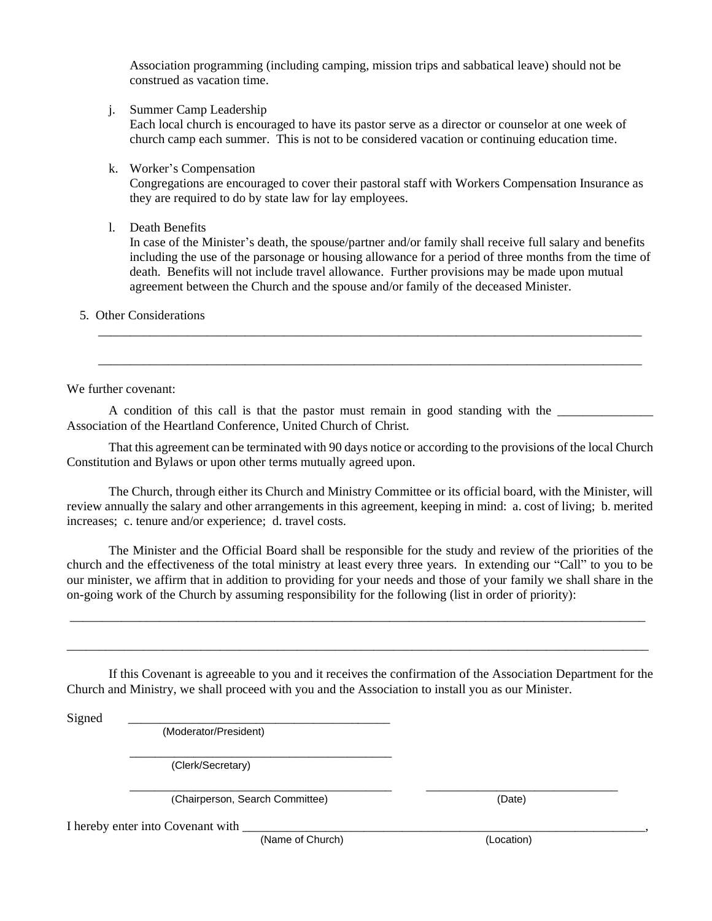Association programming (including camping, mission trips and sabbatical leave) should not be construed as vacation time.

j. Summer Camp Leadership
   Each local church is encouraged to have its pastor serve as a director or counselor at one week of church camp each summer. This is not to be considered vacation or continuing education time.

k. Worker's Compensation
   Congregations are encouraged to cover their pastoral staff with Workers Compensation Insurance as they are required to do by state law for lay employees.

l. Death Benefits
   In case of the Minister's death, the spouse/partner and/or family shall receive full salary and benefits including the use of the parsonage or housing allowance for a period of three months from the time of death. Benefits will not include travel allowance. Further provisions may be made upon mutual agreement between the Church and the spouse and/or family of the deceased Minister.

5. Other Considerations

   ______________________________________________________________________________

   ______________________________________________________________________________

We further covenant:

A condition of this call is that the pastor must remain in good standing with the _______________ Association of the Heartland Conference, United Church of Christ.

That this agreement can be terminated with 90 days notice or according to the provisions of the local Church Constitution and Bylaws or upon other terms mutually agreed upon.

The Church, through either its Church and Ministry Committee or its official board, with the Minister, will review annually the salary and other arrangements in this agreement, keeping in mind: a. cost of living; b. merited increases; c. tenure and/or experience; d. travel costs.

The Minister and the Official Board shall be responsible for the study and review of the priorities of the church and the effectiveness of the total ministry at least every three years. In extending our "Call" to you to be our minister, we affirm that in addition to providing for your needs and those of your family we shall share in the on-going work of the Church by assuming responsibility for the following (list in order of priority):

______________________________________________________________________________

______________________________________________________________________________

If this Covenant is agreeable to you and it receives the confirmation of the Association Department for the Church and Ministry, we shall proceed with you and the Association to install you as our Minister.

Signed ___________________________________________
(Moderator/President)

___________________________________________
(Clerk/Secretary)

___________________________________________ _______________________________
(Chairperson, Search Committee) (Date)

I hereby enter into Covenant with ___________________________________________________________________,
(Name of Church) (Location)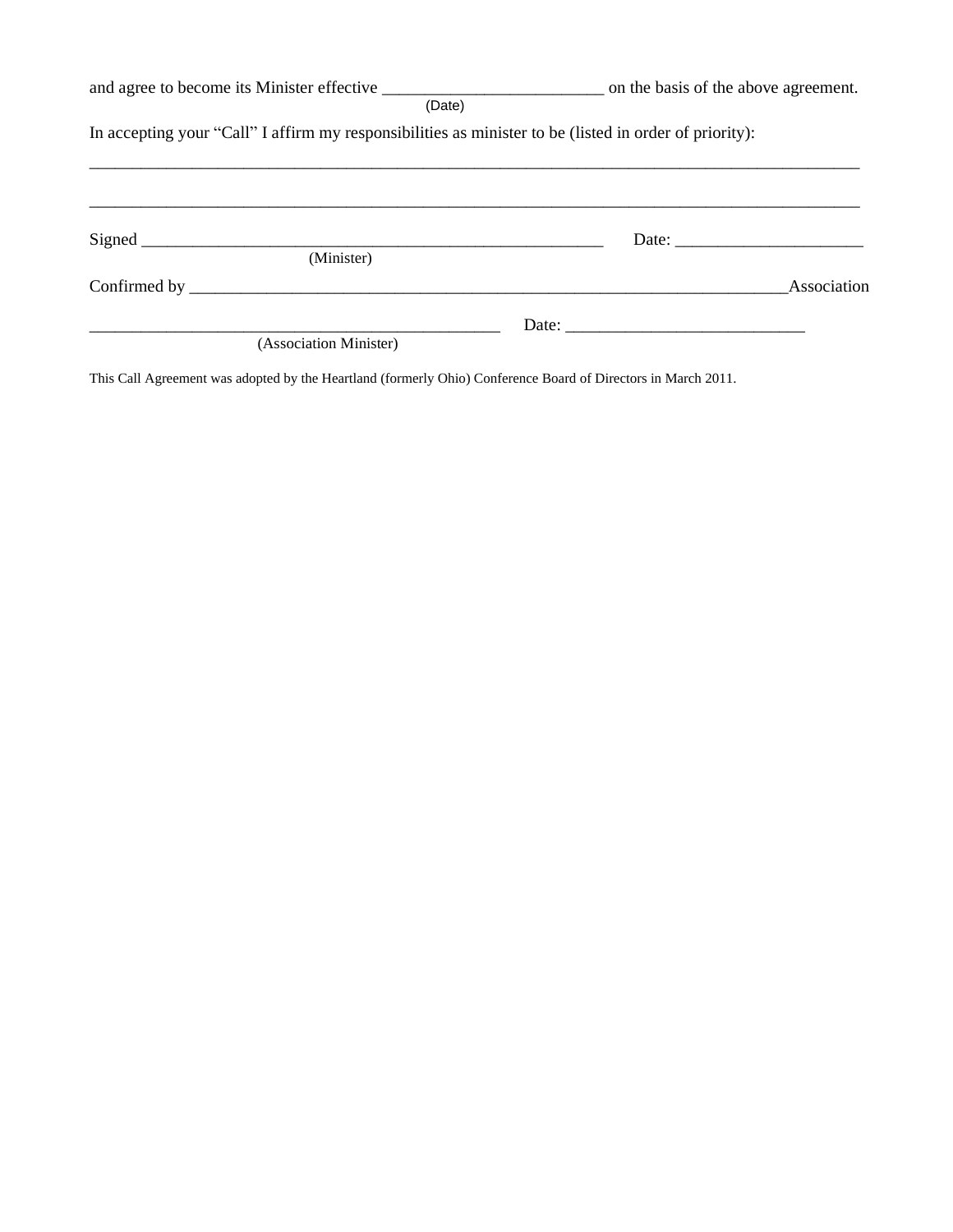and agree to become its Minister effective _________________________ on the basis of the above agreement.
(Date)

In accepting your "Call" I affirm my responsibilities as minister to be (listed in order of priority):

_____________________________________________________________________________________

_____________________________________________________________________________________

Signed ____________________________________________________ Date: ____________________
(Minister)

Confirmed by ____________________________________________________________________Association

______________________________________________ Date: __________________________
(Association Minister)

This Call Agreement was adopted by the Heartland (formerly Ohio) Conference Board of Directors in March 2011.